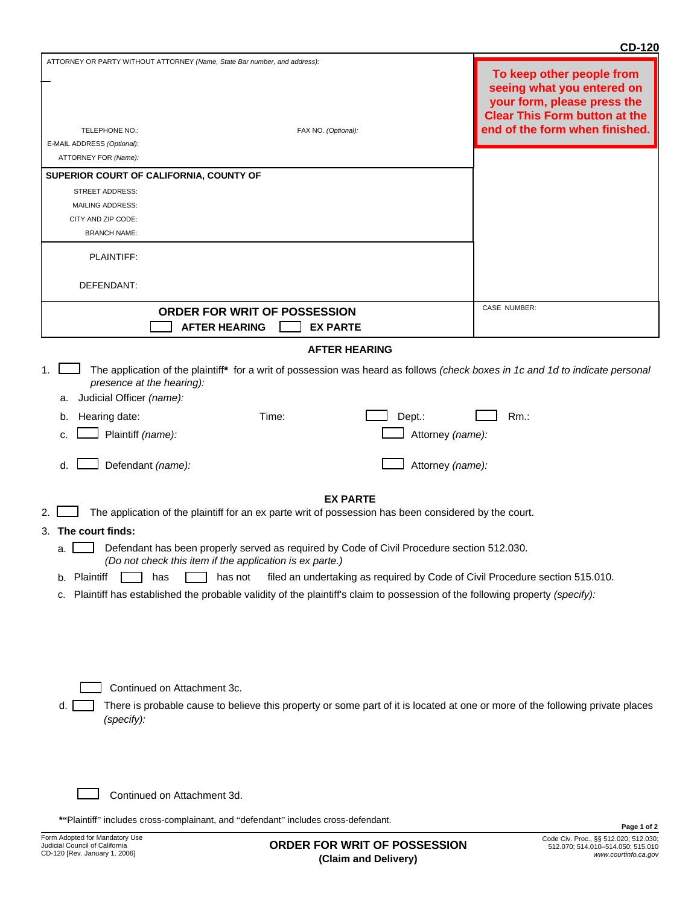CD-120

ATTORNEY OR PARTY WITHOUT ATTORNEY *(Name, State Bar number, and address):*

TELEPHONE NO.: FAX NO. *(Optional):*

E-MAIL ADDRESS *(Optional):*

ATTORNEY FOR *(Name):*

**To keep other people from seeing what you entered on your form, please press the Clear This Form button at the end of the form when finished.**

**SUPERIOR COURT OF CALIFORNIA, COUNTY OF**

STREET ADDRESS:

MAILING ADDRESS:

CITY AND ZIP CODE:

BRANCH NAME:

PLAINTIFF:

DEFENDANT:

**ORDER FOR WRIT OF POSSESSION**

☐ **AFTER HEARING** ☐ **EX PARTE**

CASE NUMBER:

## AFTER HEARING

1. ☐ The application of the plaintiff* for a writ of possession was heard as follows *(check boxes in 1c and 1d to indicate personal presence at the hearing):*
   a. Judicial Officer *(name):*
   b. Hearing date: Time: ☐ Dept.: ☐ Rm.:
   c. ☐ Plaintiff *(name):* ☐ Attorney *(name):*
   d. ☐ Defendant *(name):* ☐ Attorney *(name):*

## EX PARTE

2. ☐ The application of the plaintiff for an ex parte writ of possession has been considered by the court.
3. **The court finds:**
   a. ☐ Defendant has been properly served as required by Code of Civil Procedure section 512.030. *(Do not check this item if the application is ex parte.)*
   b. Plaintiff ☐ has ☐ has not filed an undertaking as required by Code of Civil Procedure section 515.010.
   c. Plaintiff has established the probable validity of the plaintiff's claim to possession of the following property *(specify):*

      ☐ Continued on Attachment 3c.

   d. ☐ There is probable cause to believe this property or some part of it is located at one or more of the following private places *(specify):*

      ☐ Continued on Attachment 3d.

*"Plaintiff" includes cross-complainant, and "defendant" includes cross-defendant.

Form Adopted for Mandatory Use
Judicial Council of California
CD-120 [Rev. January 1, 2006]

**ORDER FOR WRIT OF POSSESSION**
**(Claim and Delivery)**

Code Civ. Proc., §§ 512.020; 512.030; 512.070; 514.010–514.050; 515.010
www.courtinfo.ca.gov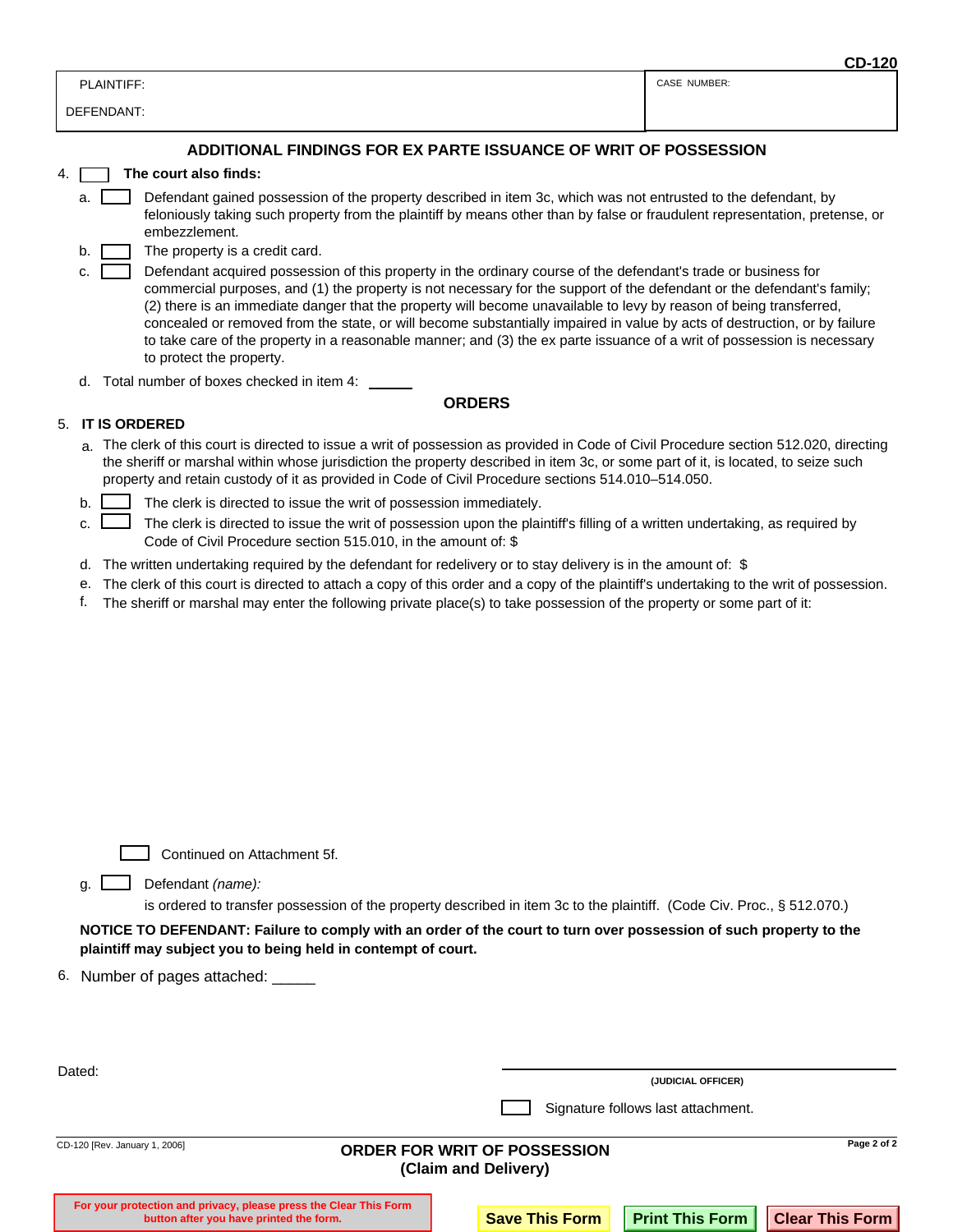CD-120

| PLAINTIFF: | CASE NUMBER: |
| --- | --- |
| DEFENDANT: | |

## ADDITIONAL FINDINGS FOR EX PARTE ISSUANCE OF WRIT OF POSSESSION

4. ☐ **The court also finds:**
   a. ☐ Defendant gained possession of the property described in item 3c, which was not entrusted to the defendant, by feloniously taking such property from the plaintiff by means other than by false or fraudulent representation, pretense, or embezzlement.
   b. ☐ The property is a credit card.
   c. ☐ Defendant acquired possession of this property in the ordinary course of the defendant's trade or business for commercial purposes, and (1) the property is not necessary for the support of the defendant or the defendant's family; (2) there is an immediate danger that the property will become unavailable to levy by reason of being transferred, concealed or removed from the state, or will become substantially impaired in value by acts of destruction, or by failure to take care of the property in a reasonable manner; and (3) the ex parte issuance of a writ of possession is necessary to protect the property.
   d. Total number of boxes checked in item 4: _____

## ORDERS

5. **IT IS ORDERED**
   a. The clerk of this court is directed to issue a writ of possession as provided in Code of Civil Procedure section 512.020, directing the sheriff or marshal within whose jurisdiction the property described in item 3c, or some part of it, is located, to seize such property and retain custody of it as provided in Code of Civil Procedure sections 514.010–514.050.
   b. ☐ The clerk is directed to issue the writ of possession immediately.
   c. ☐ The clerk is directed to issue the writ of possession upon the plaintiff's filling of a written undertaking, as required by Code of Civil Procedure section 515.010, in the amount of: $
   d. The written undertaking required by the defendant for redelivery or to stay delivery is in the amount of: $
   e. The clerk of this court is directed to attach a copy of this order and a copy of the plaintiff's undertaking to the writ of possession.
   f. The sheriff or marshal may enter the following private place(s) to take possession of the property or some part of it:

      ☐ Continued on Attachment 5f.

   g. ☐ Defendant *(name)*:
      is ordered to transfer possession of the property described in item 3c to the plaintiff. (Code Civ. Proc., § 512.070.)

**NOTICE TO DEFENDANT: Failure to comply with an order of the court to turn over possession of such property to the plaintiff may subject you to being held in contempt of court.**

6. Number of pages attached: _____

Dated:

_______________________________
(JUDICIAL OFFICER)

☐ Signature follows last attachment.

CD-120 [Rev. January 1, 2006]

**ORDER FOR WRIT OF POSSESSION**
**(Claim and Delivery)**